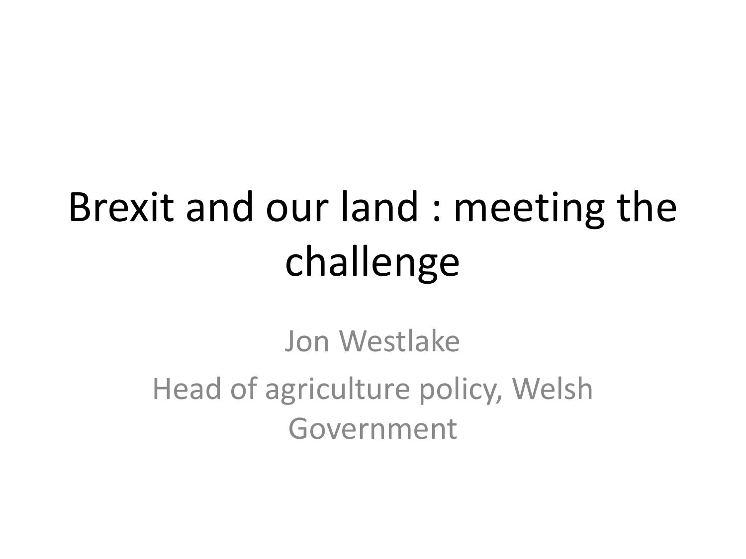# Brexit and our land : meeting the challenge

Jon Westlake

Head of agriculture policy, Welsh Government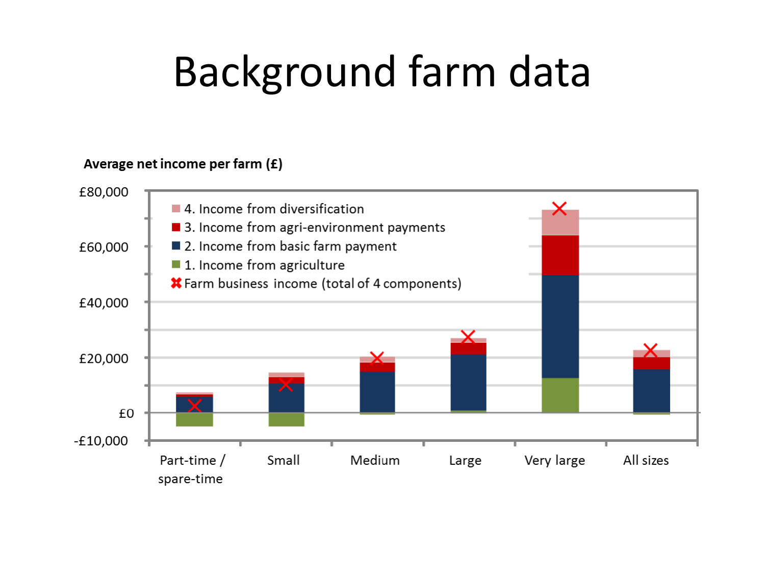# Background farm data

**Average net income per farm (£)**

- 4. Income from diversification
- 3. Income from agri-environment payments
- 2. Income from basic farm payment
- 1. Income from agriculture
- ✖ Farm business income (total of 4 components)

£80,000
£60,000
£40,000
£20,000
£0
-£10,000

Part-time / spare-time | Small | Medium | Large | Very large | All sizes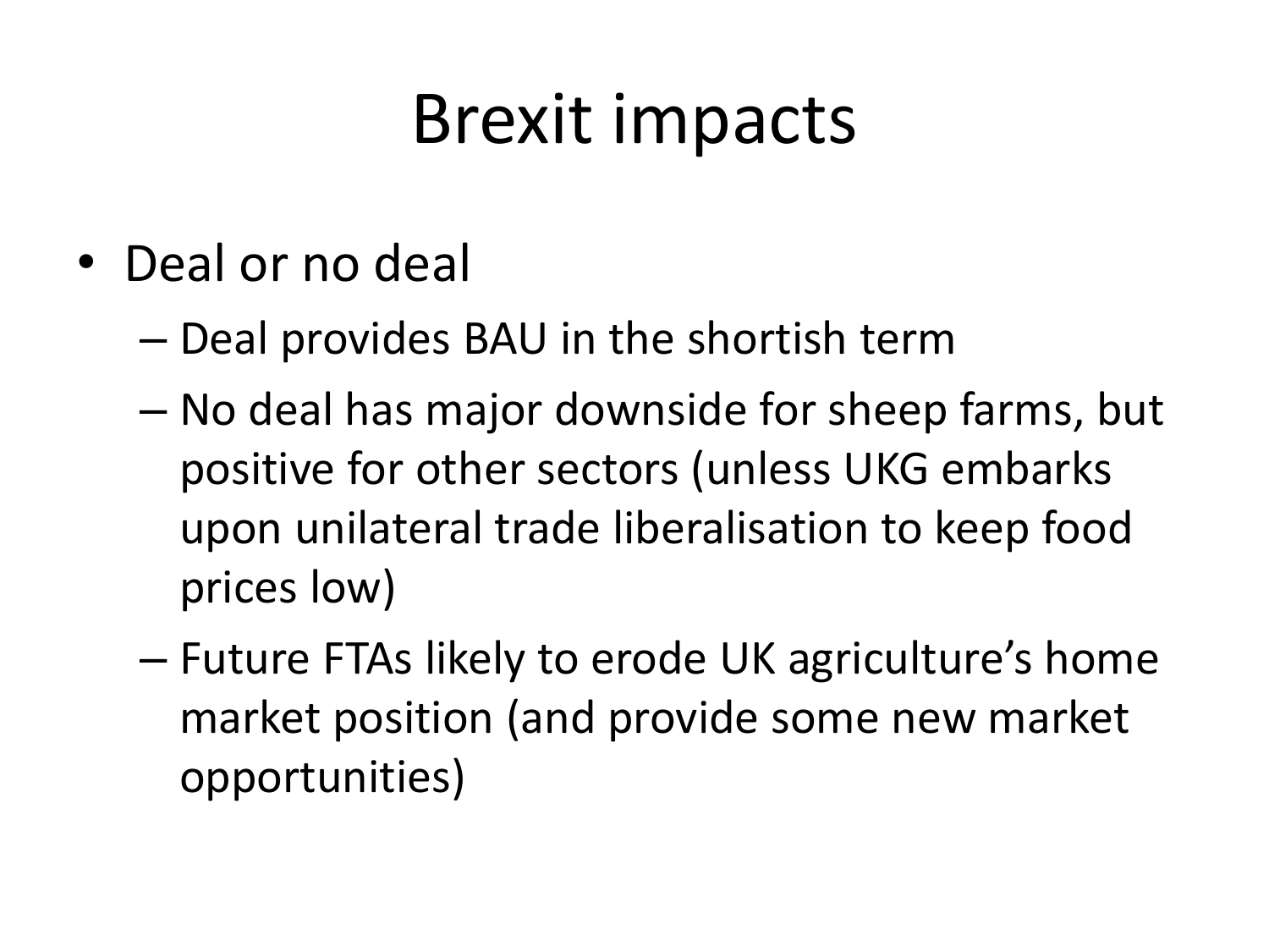# Brexit impacts

- Deal or no deal
  - Deal provides BAU in the shortish term
  - No deal has major downside for sheep farms, but positive for other sectors (unless UKG embarks upon unilateral trade liberalisation to keep food prices low)
  - Future FTAs likely to erode UK agriculture's home market position (and provide some new market opportunities)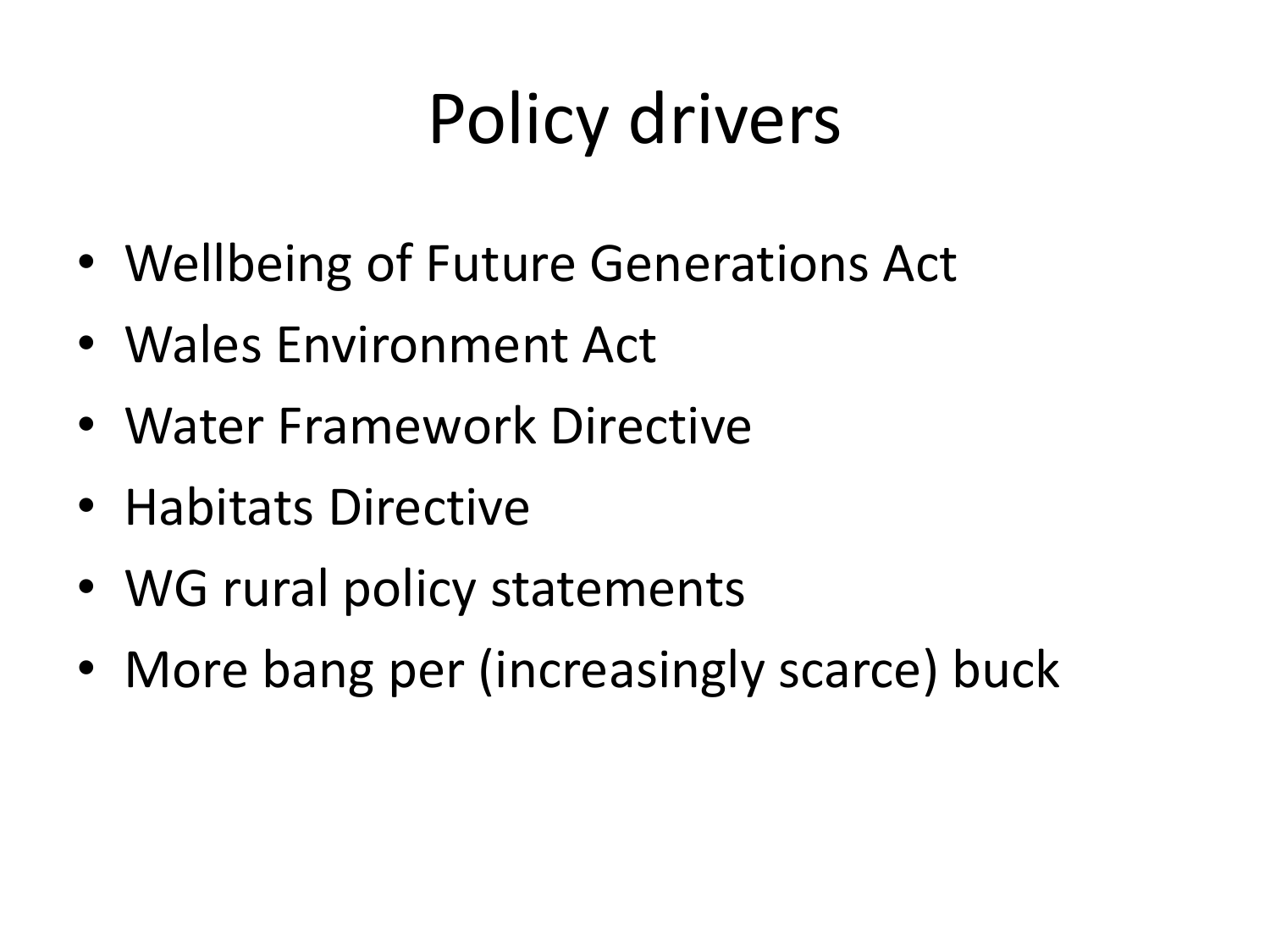# Policy drivers

- Wellbeing of Future Generations Act
- Wales Environment Act
- Water Framework Directive
- Habitats Directive
- WG rural policy statements
- More bang per (increasingly scarce) buck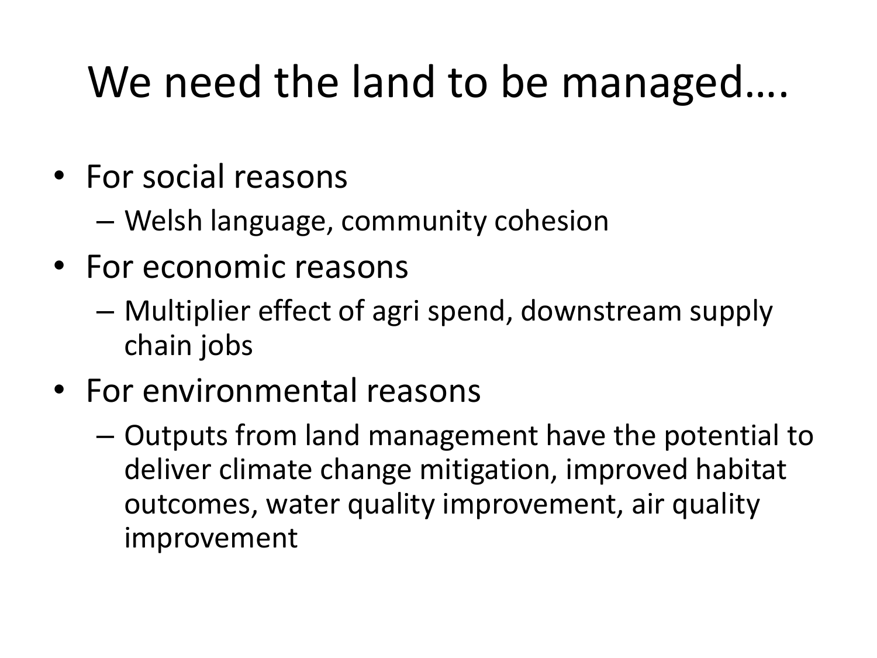# We need the land to be managed….

- For social reasons
  - Welsh language, community cohesion
- For economic reasons
  - Multiplier effect of agri spend, downstream supply chain jobs
- For environmental reasons
  - Outputs from land management have the potential to deliver climate change mitigation, improved habitat outcomes, water quality improvement, air quality improvement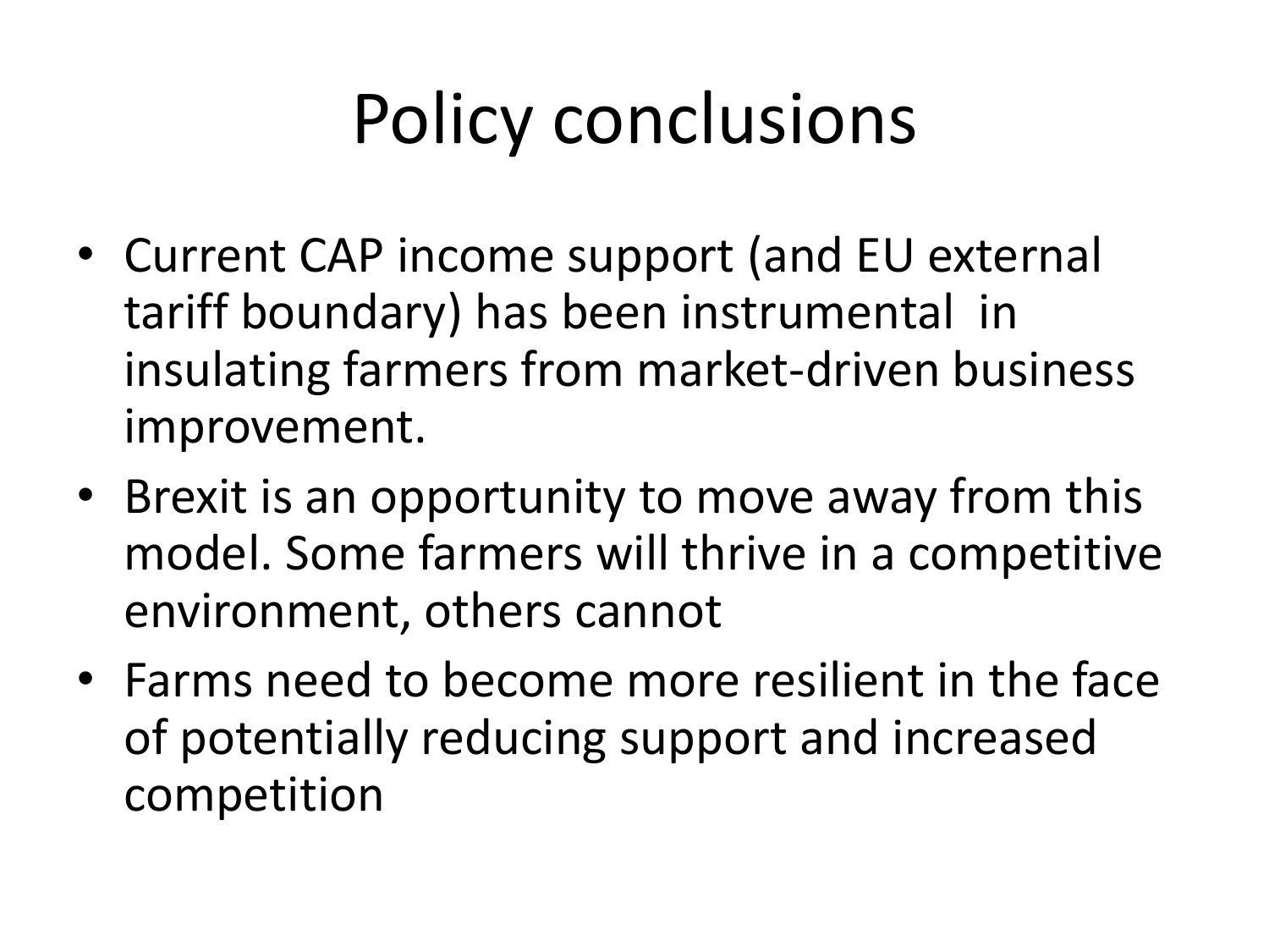# Policy conclusions

- Current CAP income support (and EU external tariff boundary) has been instrumental in insulating farmers from market-driven business improvement.
- Brexit is an opportunity to move away from this model. Some farmers will thrive in a competitive environment, others cannot
- Farms need to become more resilient in the face of potentially reducing support and increased competition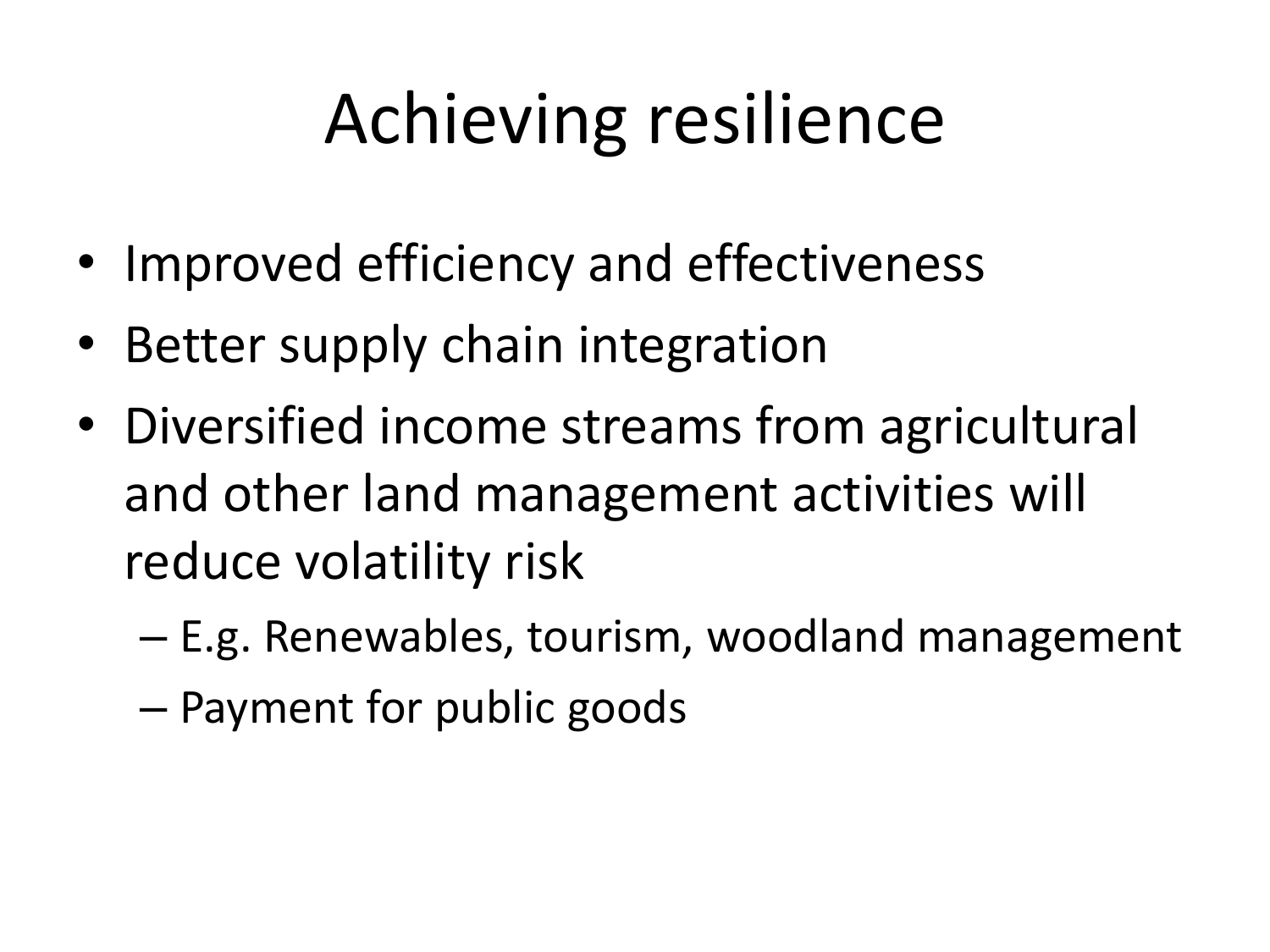# Achieving resilience

- Improved efficiency and effectiveness
- Better supply chain integration
- Diversified income streams from agricultural and other land management activities will reduce volatility risk
  - E.g. Renewables, tourism, woodland management
  - Payment for public goods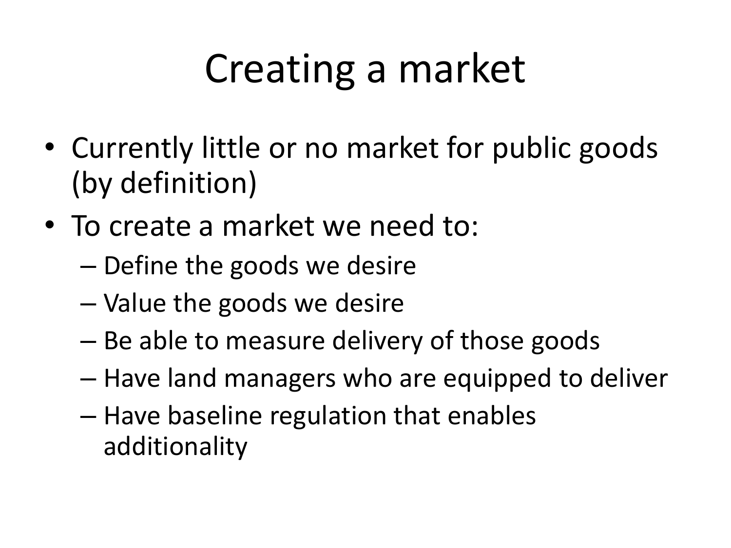# Creating a market

- Currently little or no market for public goods (by definition)
- To create a market we need to:
  - Define the goods we desire
  - Value the goods we desire
  - Be able to measure delivery of those goods
  - Have land managers who are equipped to deliver
  - Have baseline regulation that enables additionality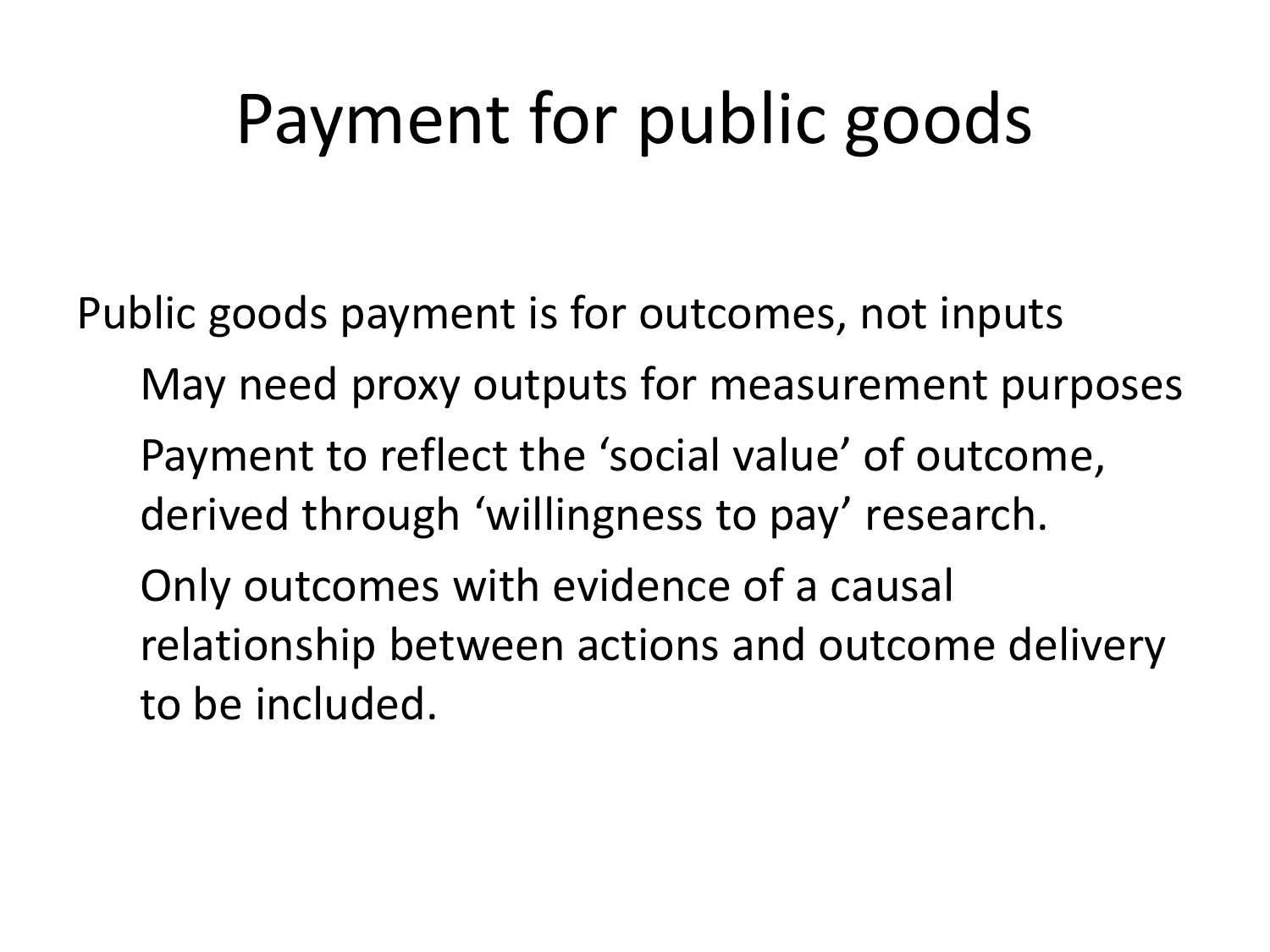# Payment for public goods

Public goods payment is for outcomes, not inputs

- May need proxy outputs for measurement purposes
- Payment to reflect the 'social value' of outcome, derived through 'willingness to pay' research.
- Only outcomes with evidence of a causal relationship between actions and outcome delivery to be included.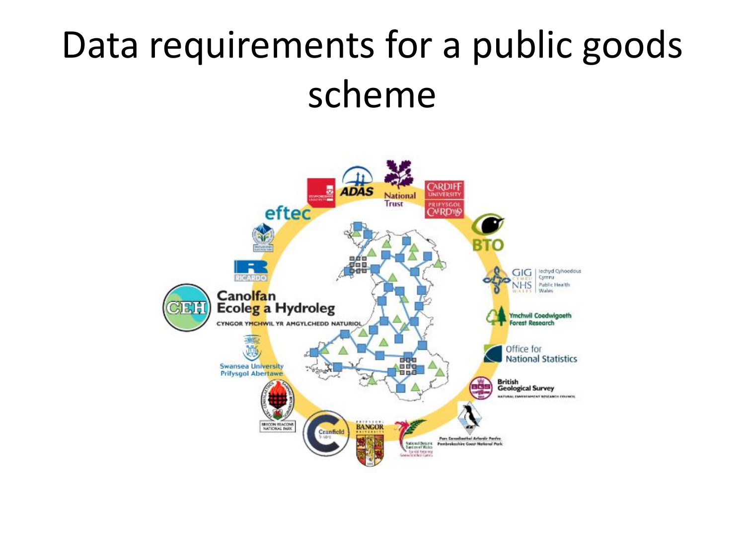# Data requirements for a public goods scheme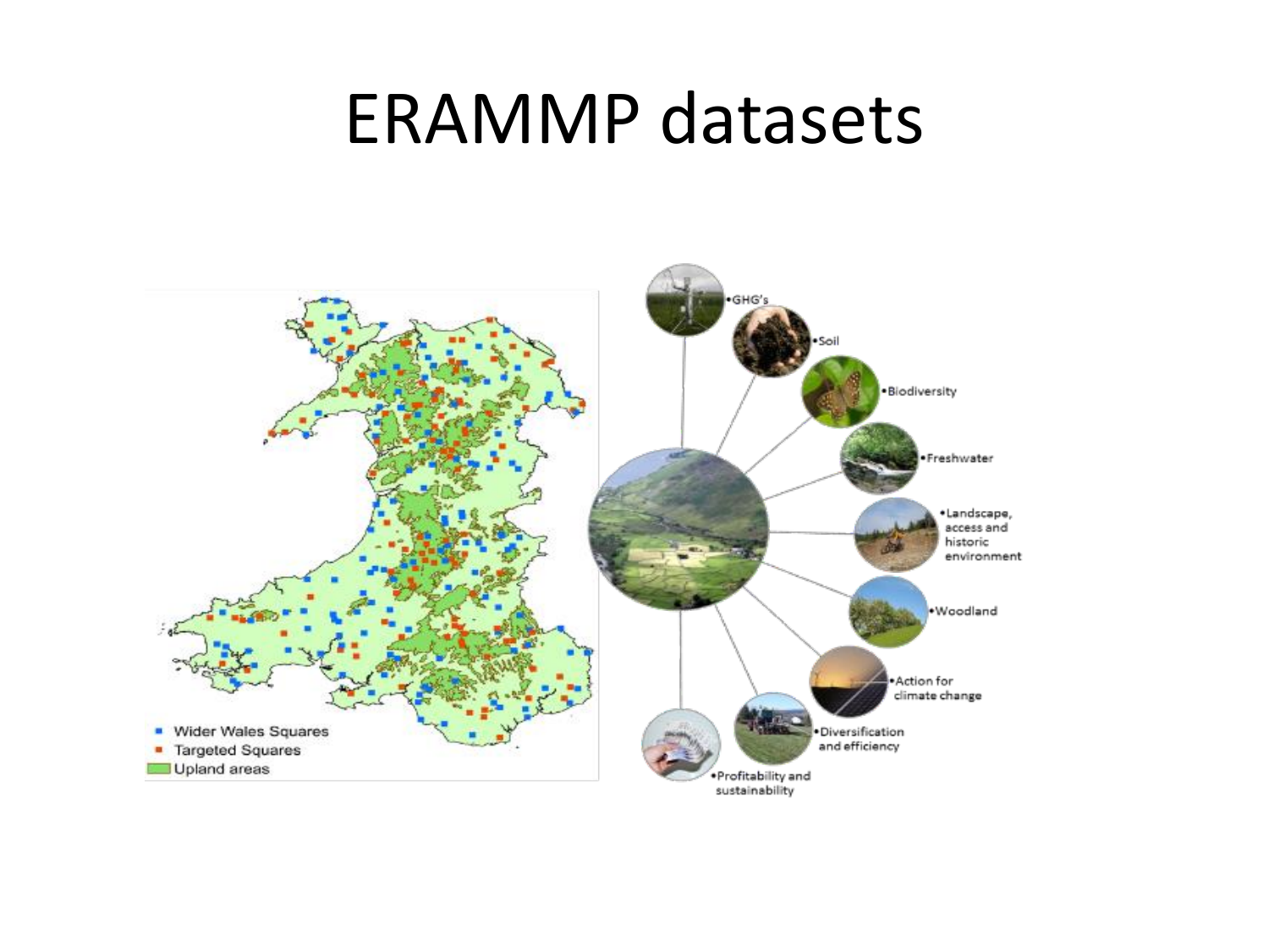# ERAMMP datasets

- Wider Wales Squares
- Targeted Squares
- Upland areas

- GHG's
- Soil
- Biodiversity
- Freshwater
- Landscape, access and historic environment
- Woodland
- Action for climate change
- Diversification and efficiency
- Profitability and sustainability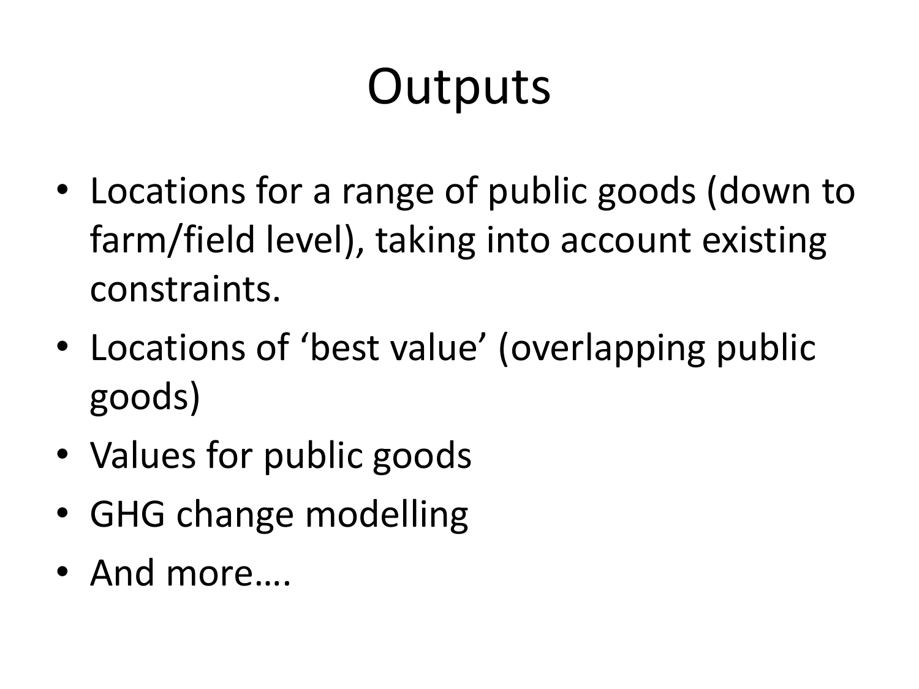# Outputs

- Locations for a range of public goods (down to farm/field level), taking into account existing constraints.
- Locations of 'best value' (overlapping public goods)
- Values for public goods
- GHG change modelling
- And more….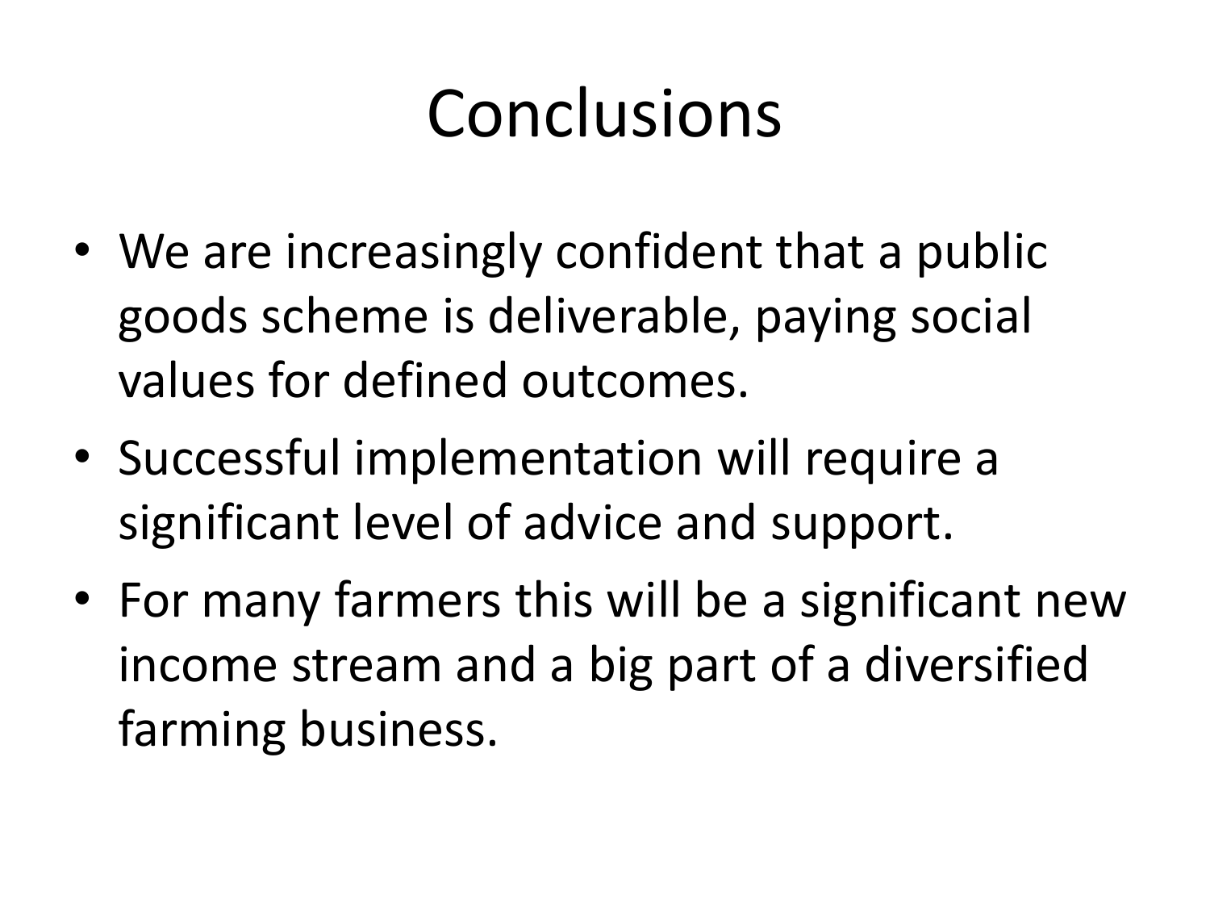# Conclusions

- We are increasingly confident that a public goods scheme is deliverable, paying social values for defined outcomes.
- Successful implementation will require a significant level of advice and support.
- For many farmers this will be a significant new income stream and a big part of a diversified farming business.